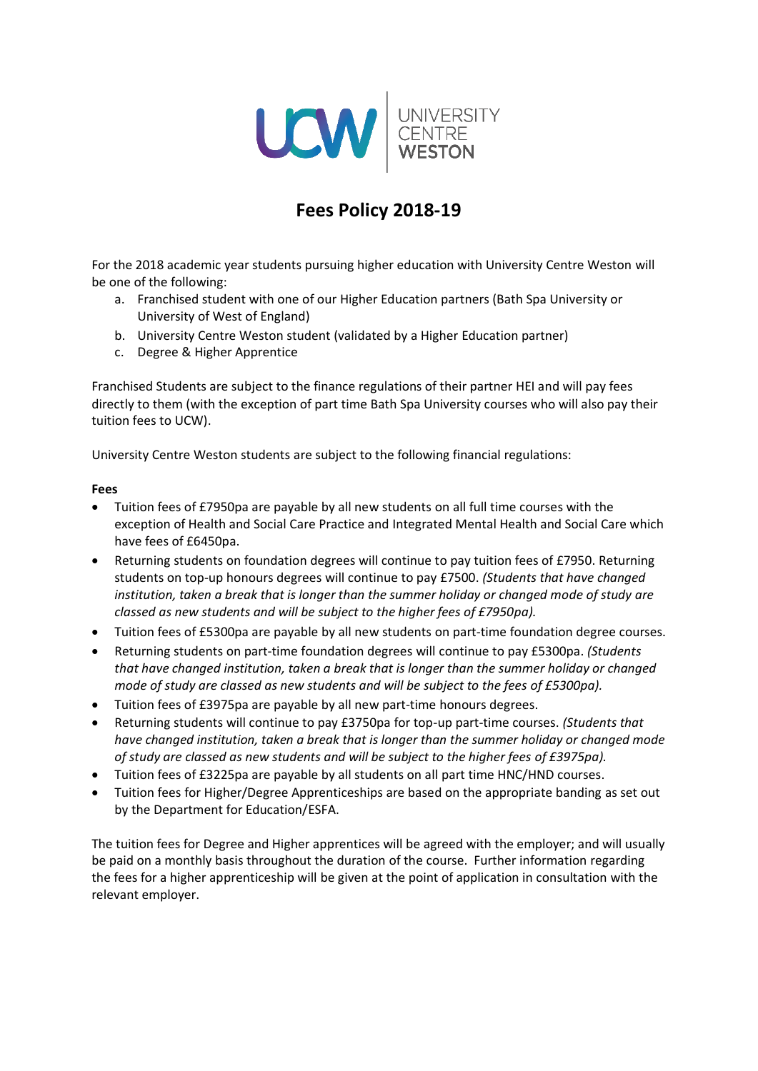# Fees Policy 2018-19

For the 2018 academic year students pursuing higher education with University Centre Weston will be one of the following:

a. Franchised student with one of our Higher Education partners (Bath Spa University or University of West of England)
b. University Centre Weston student (validated by a Higher Education partner)
c. Degree & Higher Apprentice

Franchised Students are subject to the finance regulations of their partner HEI and will pay fees directly to them (with the exception of part time Bath Spa University courses who will also pay their tuition fees to UCW).

University Centre Weston students are subject to the following financial regulations:

**Fees**

- Tuition fees of £7950pa are payable by all new students on all full time courses with the exception of Health and Social Care Practice and Integrated Mental Health and Social Care which have fees of £6450pa.
- Returning students on foundation degrees will continue to pay tuition fees of £7950. Returning students on top-up honours degrees will continue to pay £7500. *(Students that have changed institution, taken a break that is longer than the summer holiday or changed mode of study are classed as new students and will be subject to the higher fees of £7950pa).*
- Tuition fees of £5300pa are payable by all new students on part-time foundation degree courses.
- Returning students on part-time foundation degrees will continue to pay £5300pa. *(Students that have changed institution, taken a break that is longer than the summer holiday or changed mode of study are classed as new students and will be subject to the fees of £5300pa).*
- Tuition fees of £3975pa are payable by all new part-time honours degrees.
- Returning students will continue to pay £3750pa for top-up part-time courses. *(Students that have changed institution, taken a break that is longer than the summer holiday or changed mode of study are classed as new students and will be subject to the higher fees of £3975pa).*
- Tuition fees of £3225pa are payable by all students on all part time HNC/HND courses.
- Tuition fees for Higher/Degree Apprenticeships are based on the appropriate banding as set out by the Department for Education/ESFA.

The tuition fees for Degree and Higher apprentices will be agreed with the employer; and will usually be paid on a monthly basis throughout the duration of the course. Further information regarding the fees for a higher apprenticeship will be given at the point of application in consultation with the relevant employer.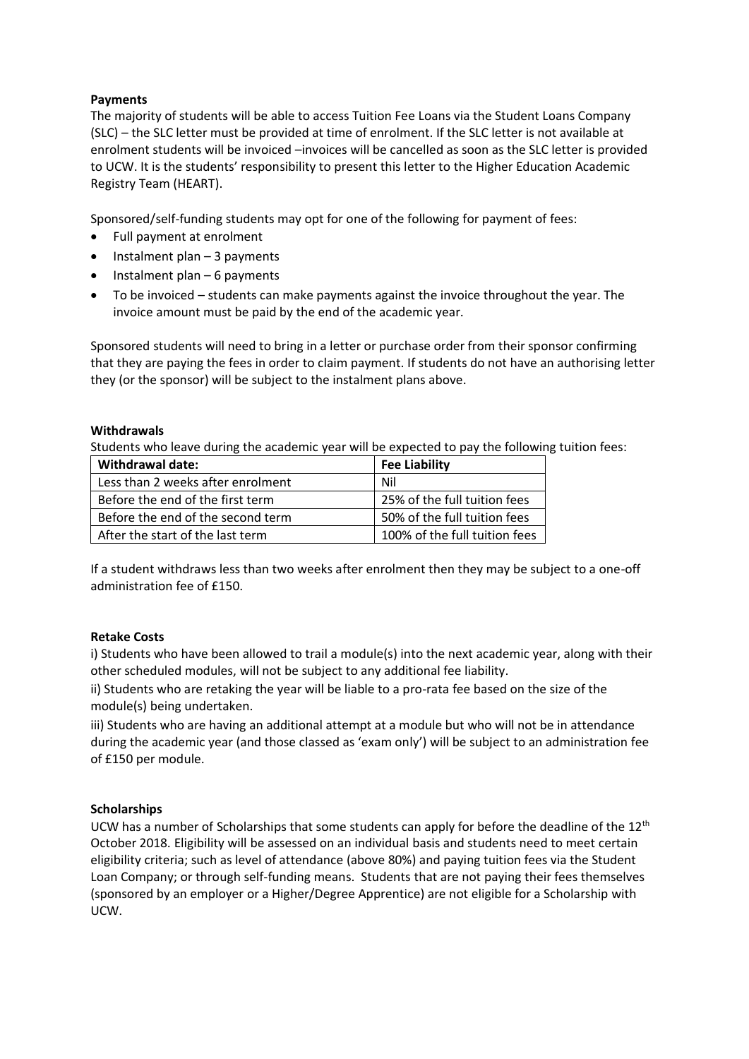**Payments**

The majority of students will be able to access Tuition Fee Loans via the Student Loans Company (SLC) – the SLC letter must be provided at time of enrolment. If the SLC letter is not available at enrolment students will be invoiced –invoices will be cancelled as soon as the SLC letter is provided to UCW. It is the students' responsibility to present this letter to the Higher Education Academic Registry Team (HEART).

Sponsored/self-funding students may opt for one of the following for payment of fees:

- Full payment at enrolment
- Instalment plan – 3 payments
- Instalment plan – 6 payments
- To be invoiced – students can make payments against the invoice throughout the year. The invoice amount must be paid by the end of the academic year.

Sponsored students will need to bring in a letter or purchase order from their sponsor confirming that they are paying the fees in order to claim payment. If students do not have an authorising letter they (or the sponsor) will be subject to the instalment plans above.

**Withdrawals**

Students who leave during the academic year will be expected to pay the following tuition fees:

| Withdrawal date: | Fee Liability |
| --- | --- |
| Less than 2 weeks after enrolment | Nil |
| Before the end of the first term | 25% of the full tuition fees |
| Before the end of the second term | 50% of the full tuition fees |
| After the start of the last term | 100% of the full tuition fees |

If a student withdraws less than two weeks after enrolment then they may be subject to a one-off administration fee of £150.

**Retake Costs**

i) Students who have been allowed to trail a module(s) into the next academic year, along with their other scheduled modules, will not be subject to any additional fee liability.

ii) Students who are retaking the year will be liable to a pro-rata fee based on the size of the module(s) being undertaken.

iii) Students who are having an additional attempt at a module but who will not be in attendance during the academic year (and those classed as 'exam only') will be subject to an administration fee of £150 per module.

**Scholarships**

UCW has a number of Scholarships that some students can apply for before the deadline of the 12th October 2018. Eligibility will be assessed on an individual basis and students need to meet certain eligibility criteria; such as level of attendance (above 80%) and paying tuition fees via the Student Loan Company; or through self-funding means. Students that are not paying their fees themselves (sponsored by an employer or a Higher/Degree Apprentice) are not eligible for a Scholarship with UCW.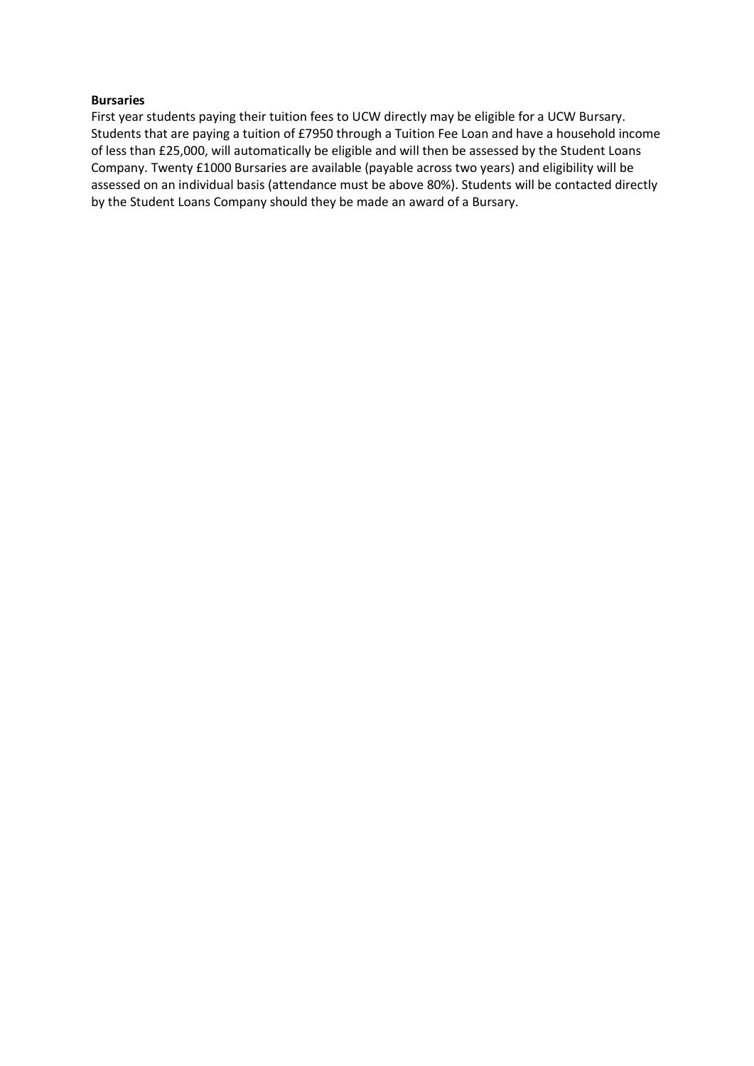**Bursaries**

First year students paying their tuition fees to UCW directly may be eligible for a UCW Bursary. Students that are paying a tuition of £7950 through a Tuition Fee Loan and have a household income of less than £25,000, will automatically be eligible and will then be assessed by the Student Loans Company. Twenty £1000 Bursaries are available (payable across two years) and eligibility will be assessed on an individual basis (attendance must be above 80%). Students will be contacted directly by the Student Loans Company should they be made an award of a Bursary.